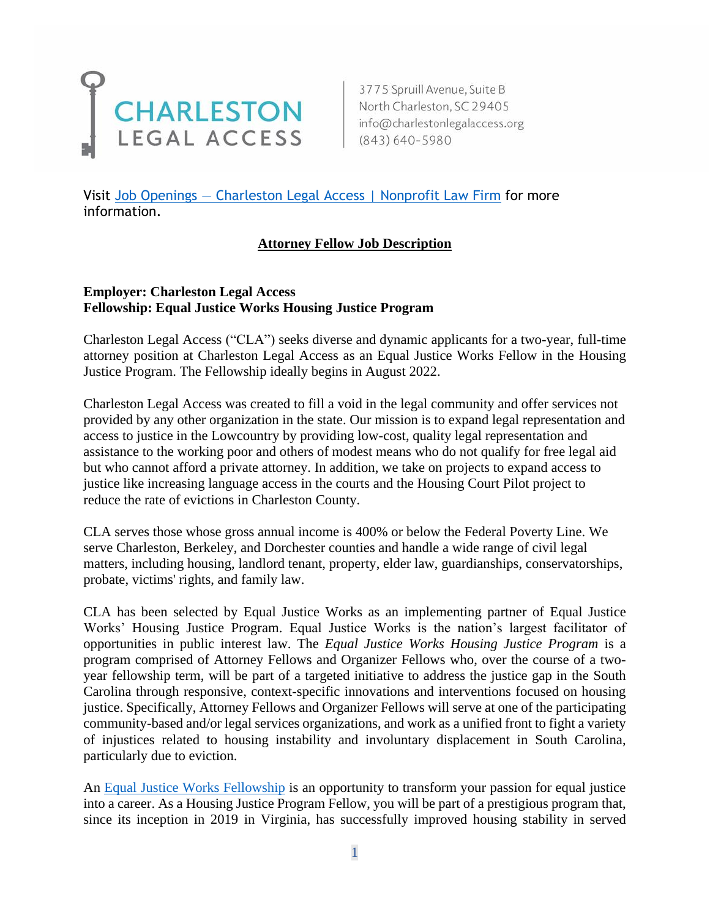**CHARLESTON LEGAL ACCESS**

3775 Spruill Avenue, Suite B
North Charleston, SC 29405
info@charlestonlegalaccess.org
(843) 640-5980

Visit [Job Openings — Charleston Legal Access | Nonprofit Law Firm] for more information.

## Attorney Fellow Job Description

**Employer: Charleston Legal Access**
**Fellowship: Equal Justice Works Housing Justice Program**

Charleston Legal Access ("CLA") seeks diverse and dynamic applicants for a two-year, full-time attorney position at Charleston Legal Access as an Equal Justice Works Fellow in the Housing Justice Program. The Fellowship ideally begins in August 2022.

Charleston Legal Access was created to fill a void in the legal community and offer services not provided by any other organization in the state. Our mission is to expand legal representation and access to justice in the Lowcountry by providing low-cost, quality legal representation and assistance to the working poor and others of modest means who do not qualify for free legal aid but who cannot afford a private attorney. In addition, we take on projects to expand access to justice like increasing language access in the courts and the Housing Court Pilot project to reduce the rate of evictions in Charleston County.

CLA serves those whose gross annual income is 400% or below the Federal Poverty Line. We serve Charleston, Berkeley, and Dorchester counties and handle a wide range of civil legal matters, including housing, landlord tenant, property, elder law, guardianships, conservatorships, probate, victims' rights, and family law.

CLA has been selected by Equal Justice Works as an implementing partner of Equal Justice Works' Housing Justice Program. Equal Justice Works is the nation's largest facilitator of opportunities in public interest law. The *Equal Justice Works Housing Justice Program* is a program comprised of Attorney Fellows and Organizer Fellows who, over the course of a two-year fellowship term, will be part of a targeted initiative to address the justice gap in the South Carolina through responsive, context-specific innovations and interventions focused on housing justice. Specifically, Attorney Fellows and Organizer Fellows will serve at one of the participating community-based and/or legal services organizations, and work as a unified front to fight a variety of injustices related to housing instability and involuntary displacement in South Carolina, particularly due to eviction.

An [Equal Justice Works Fellowship] is an opportunity to transform your passion for equal justice into a career. As a Housing Justice Program Fellow, you will be part of a prestigious program that, since its inception in 2019 in Virginia, has successfully improved housing stability in served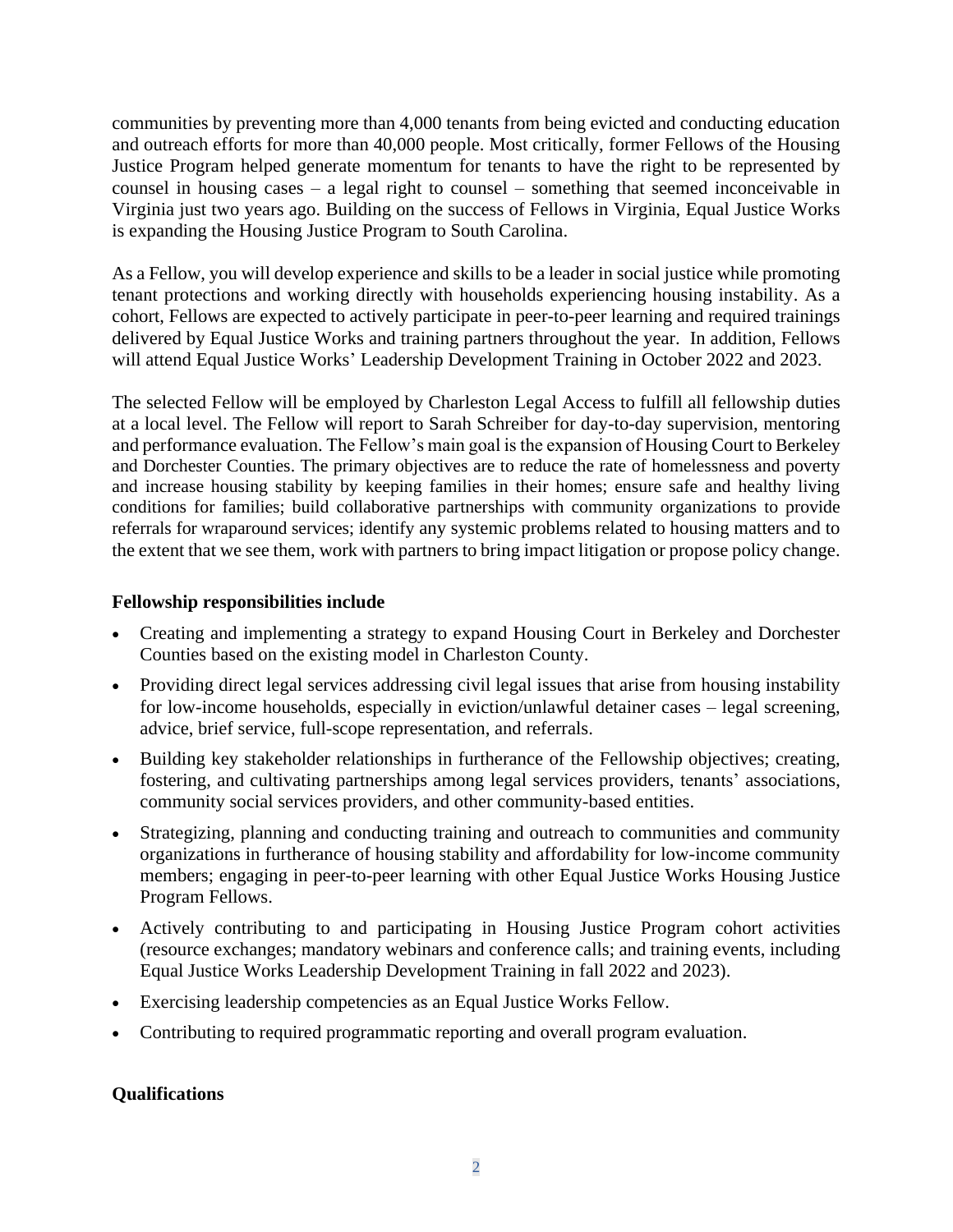communities by preventing more than 4,000 tenants from being evicted and conducting education and outreach efforts for more than 40,000 people. Most critically, former Fellows of the Housing Justice Program helped generate momentum for tenants to have the right to be represented by counsel in housing cases – a legal right to counsel – something that seemed inconceivable in Virginia just two years ago. Building on the success of Fellows in Virginia, Equal Justice Works is expanding the Housing Justice Program to South Carolina.

As a Fellow, you will develop experience and skills to be a leader in social justice while promoting tenant protections and working directly with households experiencing housing instability. As a cohort, Fellows are expected to actively participate in peer-to-peer learning and required trainings delivered by Equal Justice Works and training partners throughout the year. In addition, Fellows will attend Equal Justice Works' Leadership Development Training in October 2022 and 2023.

The selected Fellow will be employed by Charleston Legal Access to fulfill all fellowship duties at a local level. The Fellow will report to Sarah Schreiber for day-to-day supervision, mentoring and performance evaluation. The Fellow's main goal is the expansion of Housing Court to Berkeley and Dorchester Counties. The primary objectives are to reduce the rate of homelessness and poverty and increase housing stability by keeping families in their homes; ensure safe and healthy living conditions for families; build collaborative partnerships with community organizations to provide referrals for wraparound services; identify any systemic problems related to housing matters and to the extent that we see them, work with partners to bring impact litigation or propose policy change.

**Fellowship responsibilities include**

- Creating and implementing a strategy to expand Housing Court in Berkeley and Dorchester Counties based on the existing model in Charleston County.
- Providing direct legal services addressing civil legal issues that arise from housing instability for low-income households, especially in eviction/unlawful detainer cases – legal screening, advice, brief service, full-scope representation, and referrals.
- Building key stakeholder relationships in furtherance of the Fellowship objectives; creating, fostering, and cultivating partnerships among legal services providers, tenants' associations, community social services providers, and other community-based entities.
- Strategizing, planning and conducting training and outreach to communities and community organizations in furtherance of housing stability and affordability for low-income community members; engaging in peer-to-peer learning with other Equal Justice Works Housing Justice Program Fellows.
- Actively contributing to and participating in Housing Justice Program cohort activities (resource exchanges; mandatory webinars and conference calls; and training events, including Equal Justice Works Leadership Development Training in fall 2022 and 2023).
- Exercising leadership competencies as an Equal Justice Works Fellow.
- Contributing to required programmatic reporting and overall program evaluation.

**Qualifications**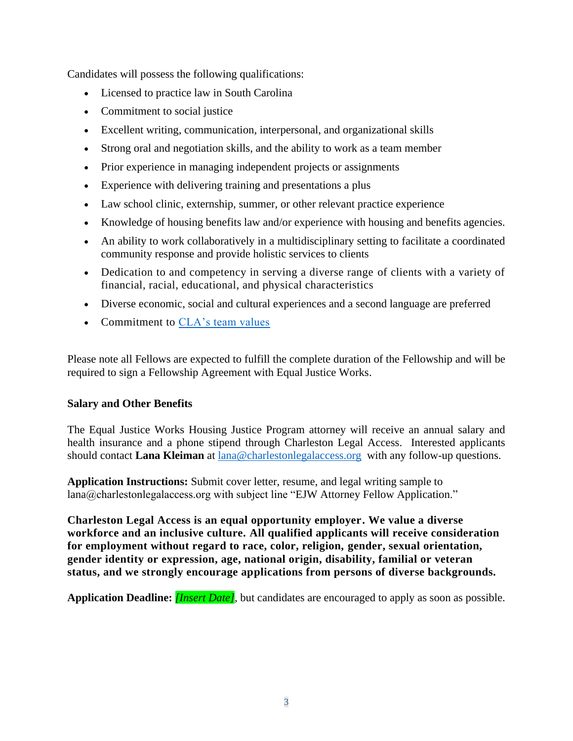Candidates will possess the following qualifications:

- Licensed to practice law in South Carolina
- Commitment to social justice
- Excellent writing, communication, interpersonal, and organizational skills
- Strong oral and negotiation skills, and the ability to work as a team member
- Prior experience in managing independent projects or assignments
- Experience with delivering training and presentations a plus
- Law school clinic, externship, summer, or other relevant practice experience
- Knowledge of housing benefits law and/or experience with housing and benefits agencies.
- An ability to work collaboratively in a multidisciplinary setting to facilitate a coordinated community response and provide holistic services to clients
- Dedication to and competency in serving a diverse range of clients with a variety of financial, racial, educational, and physical characteristics
- Diverse economic, social and cultural experiences and a second language are preferred
- Commitment to [CLA's team values]

Please note all Fellows are expected to fulfill the complete duration of the Fellowship and will be required to sign a Fellowship Agreement with Equal Justice Works.

**Salary and Other Benefits**

The Equal Justice Works Housing Justice Program attorney will receive an annual salary and health insurance and a phone stipend through Charleston Legal Access. Interested applicants should contact **Lana Kleiman** at lana@charlestonlegalaccess.org with any follow-up questions.

**Application Instructions:** Submit cover letter, resume, and legal writing sample to lana@charlestonlegalaccess.org with subject line "EJW Attorney Fellow Application."

**Charleston Legal Access is an equal opportunity employer. We value a diverse workforce and an inclusive culture. All qualified applicants will receive consideration for employment without regard to race, color, religion, gender, sexual orientation, gender identity or expression, age, national origin, disability, familial or veteran status, and we strongly encourage applications from persons of diverse backgrounds.**

**Application Deadline:** *[Insert Date]*, but candidates are encouraged to apply as soon as possible.